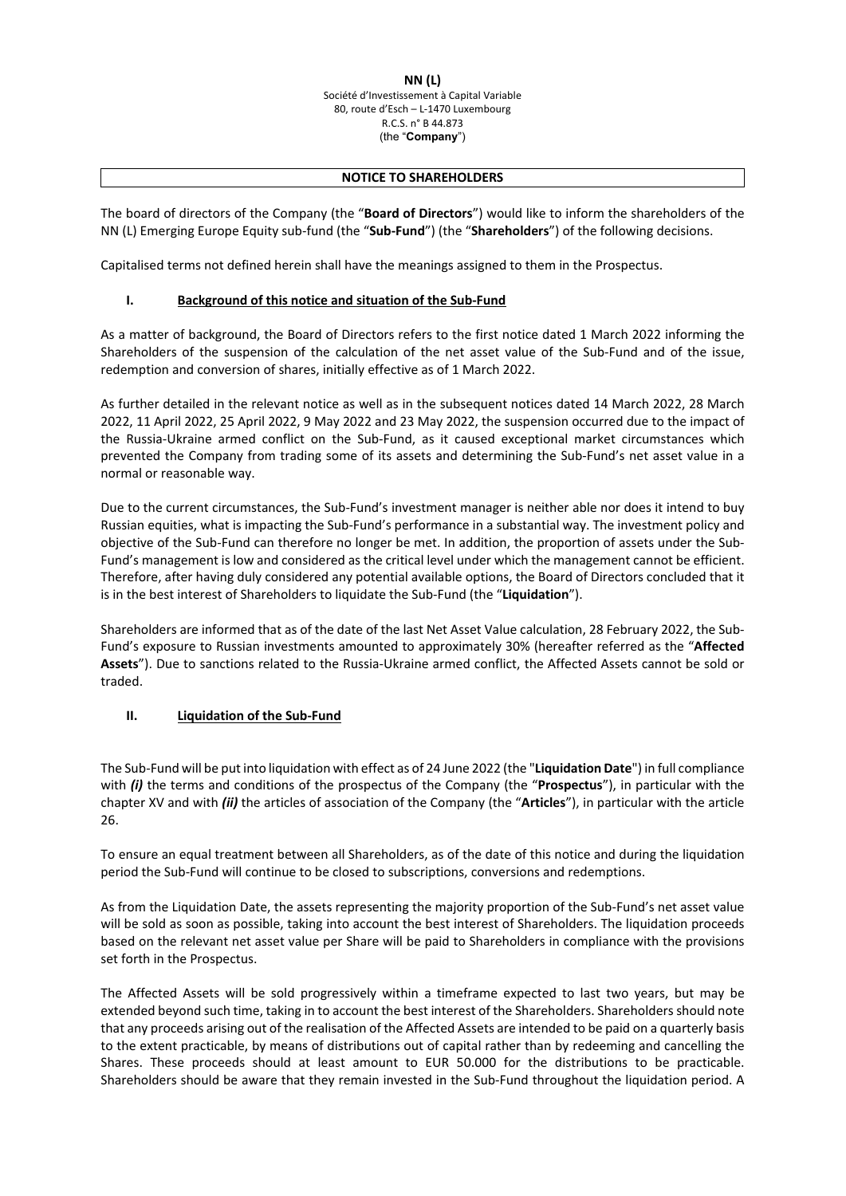**NN (L)**
Société d'Investissement à Capital Variable
80, route d'Esch – L-1470 Luxembourg
R.C.S. n° B 44.873
(the "**Company**")

## NOTICE TO SHAREHOLDERS

The board of directors of the Company (the "**Board of Directors**") would like to inform the shareholders of the NN (L) Emerging Europe Equity sub-fund (the "**Sub-Fund**") (the "**Shareholders**") of the following decisions.

Capitalised terms not defined herein shall have the meanings assigned to them in the Prospectus.

### I. Background of this notice and situation of the Sub-Fund

As a matter of background, the Board of Directors refers to the first notice dated 1 March 2022 informing the Shareholders of the suspension of the calculation of the net asset value of the Sub-Fund and of the issue, redemption and conversion of shares, initially effective as of 1 March 2022.

As further detailed in the relevant notice as well as in the subsequent notices dated 14 March 2022, 28 March 2022, 11 April 2022, 25 April 2022, 9 May 2022 and 23 May 2022, the suspension occurred due to the impact of the Russia-Ukraine armed conflict on the Sub-Fund, as it caused exceptional market circumstances which prevented the Company from trading some of its assets and determining the Sub-Fund's net asset value in a normal or reasonable way.

Due to the current circumstances, the Sub-Fund's investment manager is neither able nor does it intend to buy Russian equities, what is impacting the Sub-Fund's performance in a substantial way. The investment policy and objective of the Sub-Fund can therefore no longer be met. In addition, the proportion of assets under the Sub-Fund's management is low and considered as the critical level under which the management cannot be efficient. Therefore, after having duly considered any potential available options, the Board of Directors concluded that it is in the best interest of Shareholders to liquidate the Sub-Fund (the "**Liquidation**").

Shareholders are informed that as of the date of the last Net Asset Value calculation, 28 February 2022, the Sub-Fund's exposure to Russian investments amounted to approximately 30% (hereafter referred as the "**Affected Assets**"). Due to sanctions related to the Russia-Ukraine armed conflict, the Affected Assets cannot be sold or traded.

### II. Liquidation of the Sub-Fund

The Sub-Fund will be put into liquidation with effect as of 24 June 2022 (the "**Liquidation Date**") in full compliance with ***(i)*** the terms and conditions of the prospectus of the Company (the "**Prospectus**"), in particular with the chapter XV and with ***(ii)*** the articles of association of the Company (the "**Articles**"), in particular with the article 26.

To ensure an equal treatment between all Shareholders, as of the date of this notice and during the liquidation period the Sub-Fund will continue to be closed to subscriptions, conversions and redemptions.

As from the Liquidation Date, the assets representing the majority proportion of the Sub-Fund's net asset value will be sold as soon as possible, taking into account the best interest of Shareholders. The liquidation proceeds based on the relevant net asset value per Share will be paid to Shareholders in compliance with the provisions set forth in the Prospectus.

The Affected Assets will be sold progressively within a timeframe expected to last two years, but may be extended beyond such time, taking in to account the best interest of the Shareholders. Shareholders should note that any proceeds arising out of the realisation of the Affected Assets are intended to be paid on a quarterly basis to the extent practicable, by means of distributions out of capital rather than by redeeming and cancelling the Shares. These proceeds should at least amount to EUR 50.000 for the distributions to be practicable. Shareholders should be aware that they remain invested in the Sub-Fund throughout the liquidation period. A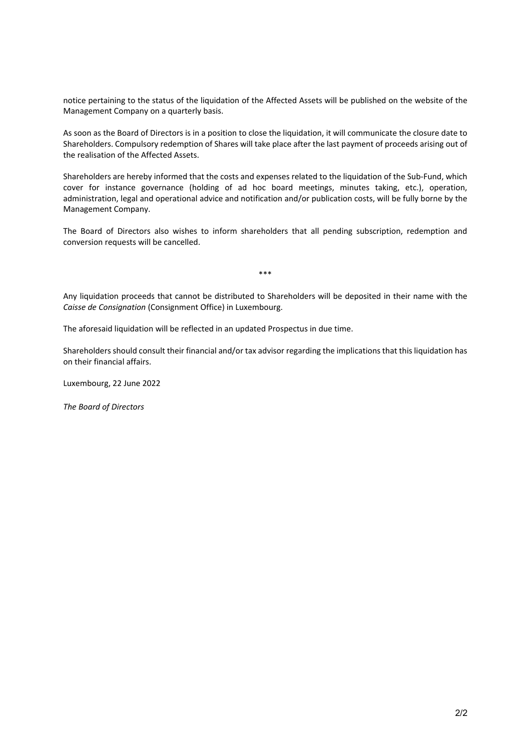notice pertaining to the status of the liquidation of the Affected Assets will be published on the website of the Management Company on a quarterly basis.

As soon as the Board of Directors is in a position to close the liquidation, it will communicate the closure date to Shareholders. Compulsory redemption of Shares will take place after the last payment of proceeds arising out of the realisation of the Affected Assets.

Shareholders are hereby informed that the costs and expenses related to the liquidation of the Sub-Fund, which cover for instance governance (holding of ad hoc board meetings, minutes taking, etc.), operation, administration, legal and operational advice and notification and/or publication costs, will be fully borne by the Management Company.

The Board of Directors also wishes to inform shareholders that all pending subscription, redemption and conversion requests will be cancelled.

***

Any liquidation proceeds that cannot be distributed to Shareholders will be deposited in their name with the *Caisse de Consignation* (Consignment Office) in Luxembourg.

The aforesaid liquidation will be reflected in an updated Prospectus in due time.

Shareholders should consult their financial and/or tax advisor regarding the implications that this liquidation has on their financial affairs.

Luxembourg, 22 June 2022

*The Board of Directors*